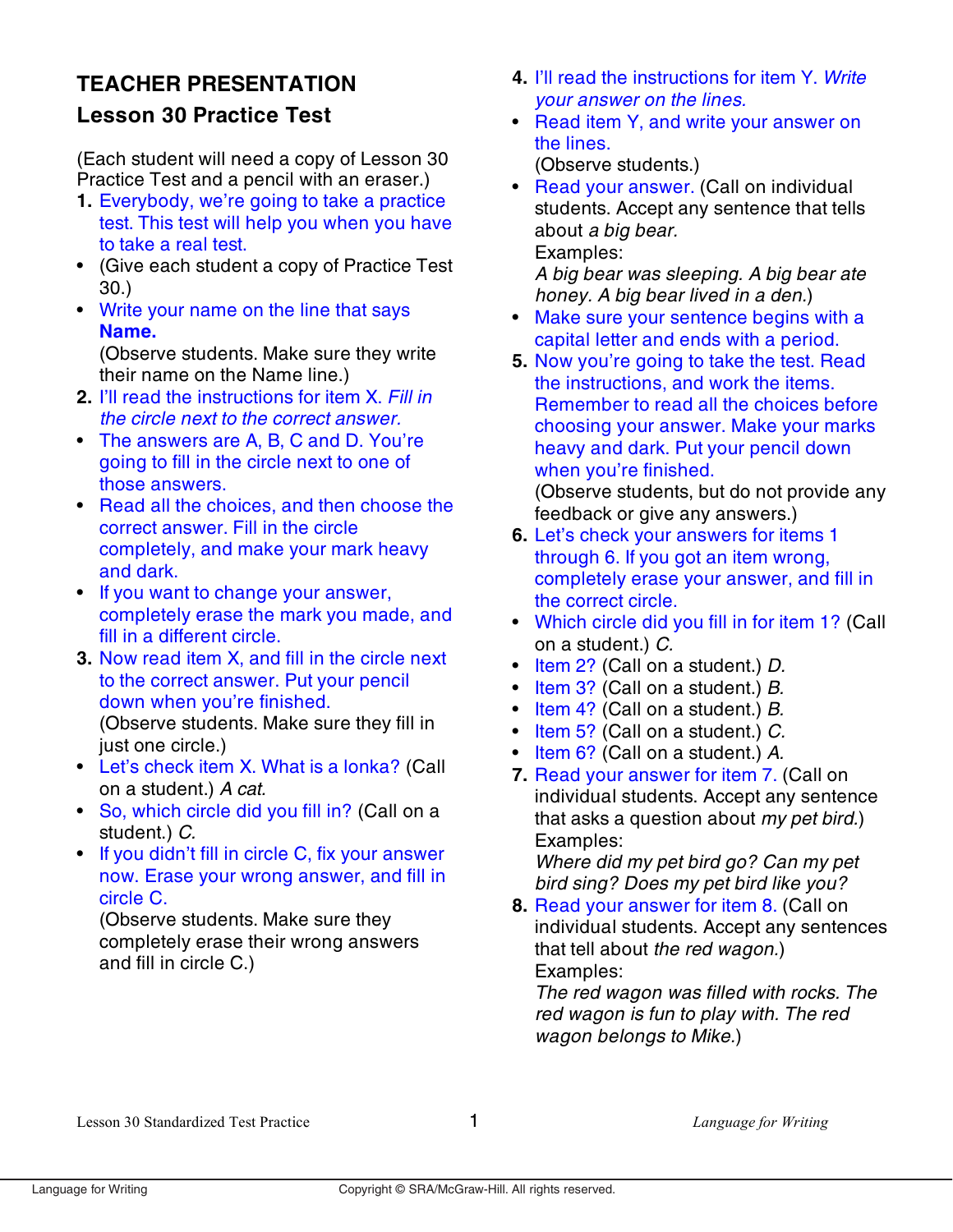## TEACHER PRESENTATION

## Lesson 30 Practice Test

(Each student will need a copy of Lesson 30 Practice Test and a pencil with an eraser.)

**1.** Everybody, we're going to take a practice test. This test will help you when you have to take a real test.

- (Give each student a copy of Practice Test 30.)
- Write your name on the line that says **Name.**
  (Observe students. Make sure they write their name on the Name line.)

**2.** I'll read the instructions for item X. *Fill in the circle next to the correct answer.*

- The answers are A, B, C and D. You're going to fill in the circle next to one of those answers.
- Read all the choices, and then choose the correct answer. Fill in the circle completely, and make your mark heavy and dark.
- If you want to change your answer, completely erase the mark you made, and fill in a different circle.

**3.** Now read item X, and fill in the circle next to the correct answer. Put your pencil down when you're finished.
(Observe students. Make sure they fill in just one circle.)

- Let's check item X. What is a lonka? (Call on a student.) *A cat.*
- So, which circle did you fill in? (Call on a student.) *C.*
- If you didn't fill in circle C, fix your answer now. Erase your wrong answer, and fill in circle C.
  (Observe students. Make sure they completely erase their wrong answers and fill in circle C.)

**4.** I'll read the instructions for item Y. *Write your answer on the lines.*

- Read item Y, and write your answer on the lines.
  (Observe students.)
- Read your answer. (Call on individual students. Accept any sentence that tells about *a big bear.*
  Examples:
  *A big bear was sleeping. A big bear ate honey. A big bear lived in a den.*)
- Make sure your sentence begins with a capital letter and ends with a period.

**5.** Now you're going to take the test. Read the instructions, and work the items. Remember to read all the choices before choosing your answer. Make your marks heavy and dark. Put your pencil down when you're finished.
(Observe students, but do not provide any feedback or give any answers.)

**6.** Let's check your answers for items 1 through 6. If you got an item wrong, completely erase your answer, and fill in the correct circle.

- Which circle did you fill in for item 1? (Call on a student.) *C.*
- Item 2? (Call on a student.) *D.*
- Item 3? (Call on a student.) *B.*
- Item 4? (Call on a student.) *B.*
- Item 5? (Call on a student.) *C.*
- Item 6? (Call on a student.) *A.*

**7.** Read your answer for item 7. (Call on individual students. Accept any sentence that asks a question about *my pet bird.*)
Examples:
*Where did my pet bird go? Can my pet bird sing? Does my pet bird like you?*

**8.** Read your answer for item 8. (Call on individual students. Accept any sentences that tell about *the red wagon.*)
Examples:
*The red wagon was filled with rocks. The red wagon is fun to play with. The red wagon belongs to Mike.*)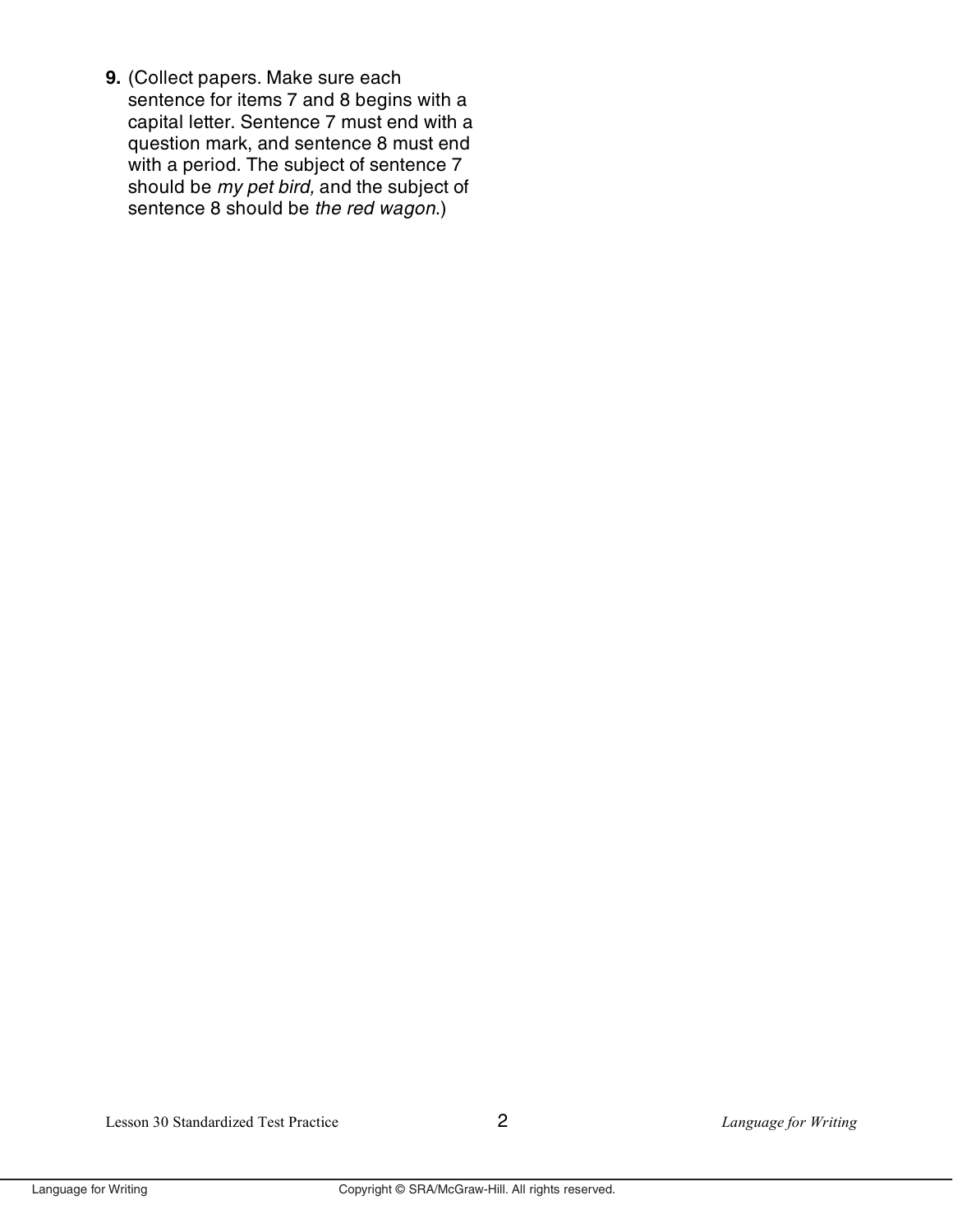9. (Collect papers. Make sure each sentence for items 7 and 8 begins with a capital letter. Sentence 7 must end with a question mark, and sentence 8 must end with a period. The subject of sentence 7 should be *my pet bird,* and the subject of sentence 8 should be *the red wagon*.)